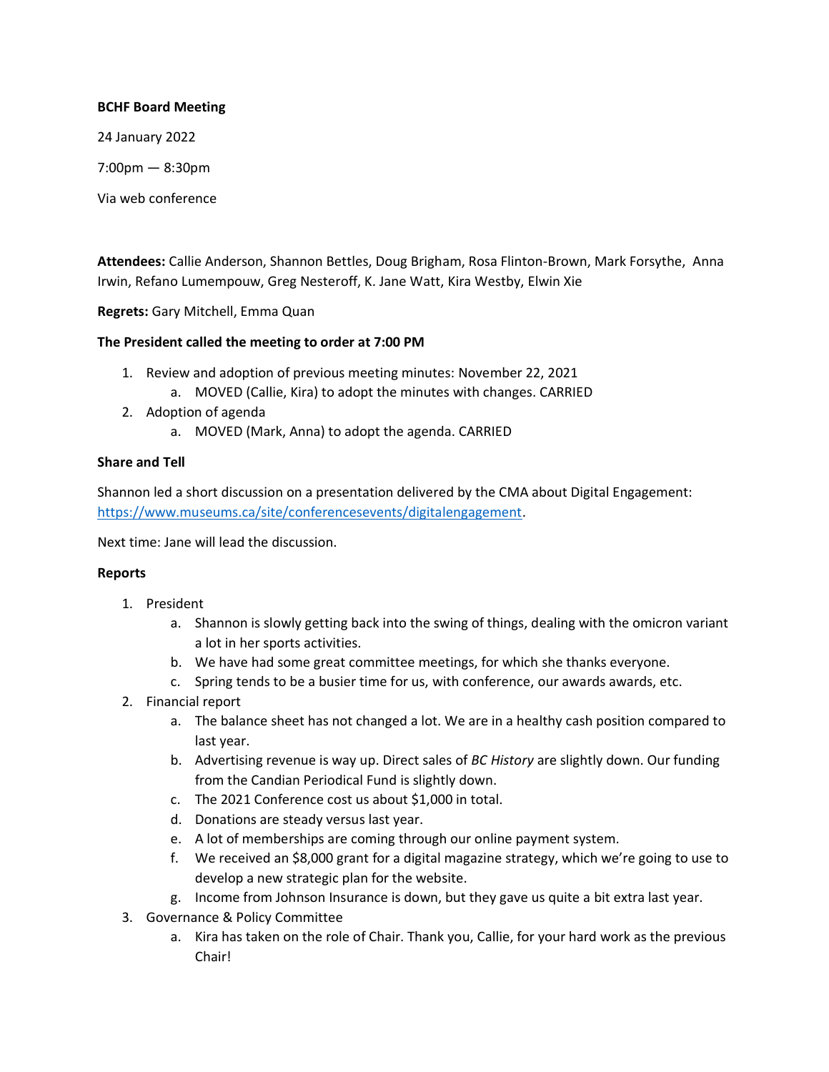**BCHF Board Meeting**

24 January 2022

7:00pm — 8:30pm

Via web conference

**Attendees:** Callie Anderson, Shannon Bettles, Doug Brigham, Rosa Flinton-Brown, Mark Forsythe, Anna Irwin, Refano Lumempouw, Greg Nesteroff, K. Jane Watt, Kira Westby, Elwin Xie

**Regrets:** Gary Mitchell, Emma Quan

**The President called the meeting to order at 7:00 PM**

1. Review and adoption of previous meeting minutes: November 22, 2021
    a. MOVED (Callie, Kira) to adopt the minutes with changes. CARRIED
2. Adoption of agenda
    a. MOVED (Mark, Anna) to adopt the agenda. CARRIED

**Share and Tell**

Shannon led a short discussion on a presentation delivered by the CMA about Digital Engagement: [https://www.museums.ca/site/conferencesevents/digitalengagement](https://www.museums.ca/site/conferencesevents/digitalengagement).

Next time: Jane will lead the discussion.

**Reports**

1. President
    a. Shannon is slowly getting back into the swing of things, dealing with the omicron variant a lot in her sports activities.
    b. We have had some great committee meetings, for which she thanks everyone.
    c. Spring tends to be a busier time for us, with conference, our awards awards, etc.
2. Financial report
    a. The balance sheet has not changed a lot. We are in a healthy cash position compared to last year.
    b. Advertising revenue is way up. Direct sales of *BC History* are slightly down. Our funding from the Candian Periodical Fund is slightly down.
    c. The 2021 Conference cost us about $1,000 in total.
    d. Donations are steady versus last year.
    e. A lot of memberships are coming through our online payment system.
    f. We received an $8,000 grant for a digital magazine strategy, which we're going to use to develop a new strategic plan for the website.
    g. Income from Johnson Insurance is down, but they gave us quite a bit extra last year.
3. Governance & Policy Committee
    a. Kira has taken on the role of Chair. Thank you, Callie, for your hard work as the previous Chair!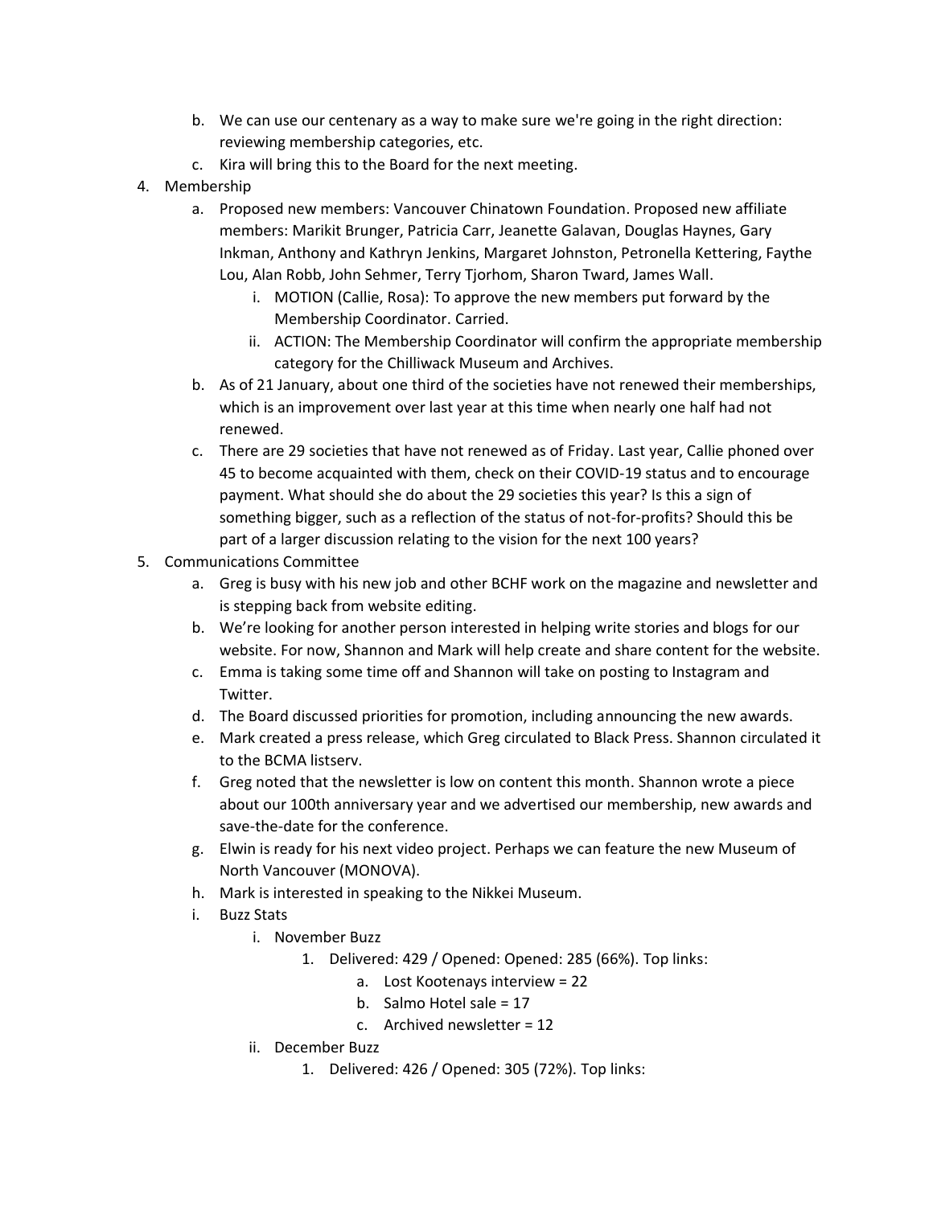b. We can use our centenary as a way to make sure we're going in the right direction: reviewing membership categories, etc.
   c. Kira will bring this to the Board for the next meeting.

4. Membership
   a. Proposed new members: Vancouver Chinatown Foundation. Proposed new affiliate members: Marikit Brunger, Patricia Carr, Jeanette Galavan, Douglas Haynes, Gary Inkman, Anthony and Kathryn Jenkins, Margaret Johnston, Petronella Kettering, Faythe Lou, Alan Robb, John Sehmer, Terry Tjorhom, Sharon Tward, James Wall.
      i. MOTION (Callie, Rosa): To approve the new members put forward by the Membership Coordinator. Carried.
      ii. ACTION: The Membership Coordinator will confirm the appropriate membership category for the Chilliwack Museum and Archives.
   b. As of 21 January, about one third of the societies have not renewed their memberships, which is an improvement over last year at this time when nearly one half had not renewed.
   c. There are 29 societies that have not renewed as of Friday. Last year, Callie phoned over 45 to become acquainted with them, check on their COVID-19 status and to encourage payment. What should she do about the 29 societies this year? Is this a sign of something bigger, such as a reflection of the status of not-for-profits? Should this be part of a larger discussion relating to the vision for the next 100 years?

5. Communications Committee
   a. Greg is busy with his new job and other BCHF work on the magazine and newsletter and is stepping back from website editing.
   b. We're looking for another person interested in helping write stories and blogs for our website. For now, Shannon and Mark will help create and share content for the website.
   c. Emma is taking some time off and Shannon will take on posting to Instagram and Twitter.
   d. The Board discussed priorities for promotion, including announcing the new awards.
   e. Mark created a press release, which Greg circulated to Black Press. Shannon circulated it to the BCMA listserv.
   f. Greg noted that the newsletter is low on content this month. Shannon wrote a piece about our 100th anniversary year and we advertised our membership, new awards and save-the-date for the conference.
   g. Elwin is ready for his next video project. Perhaps we can feature the new Museum of North Vancouver (MONOVA).
   h. Mark is interested in speaking to the Nikkei Museum.
   i. Buzz Stats
      i. November Buzz
         1. Delivered: 429 / Opened: Opened: 285 (66%). Top links:
            a. Lost Kootenays interview = 22
            b. Salmo Hotel sale = 17
            c. Archived newsletter = 12
      ii. December Buzz
         1. Delivered: 426 / Opened: 305 (72%). Top links: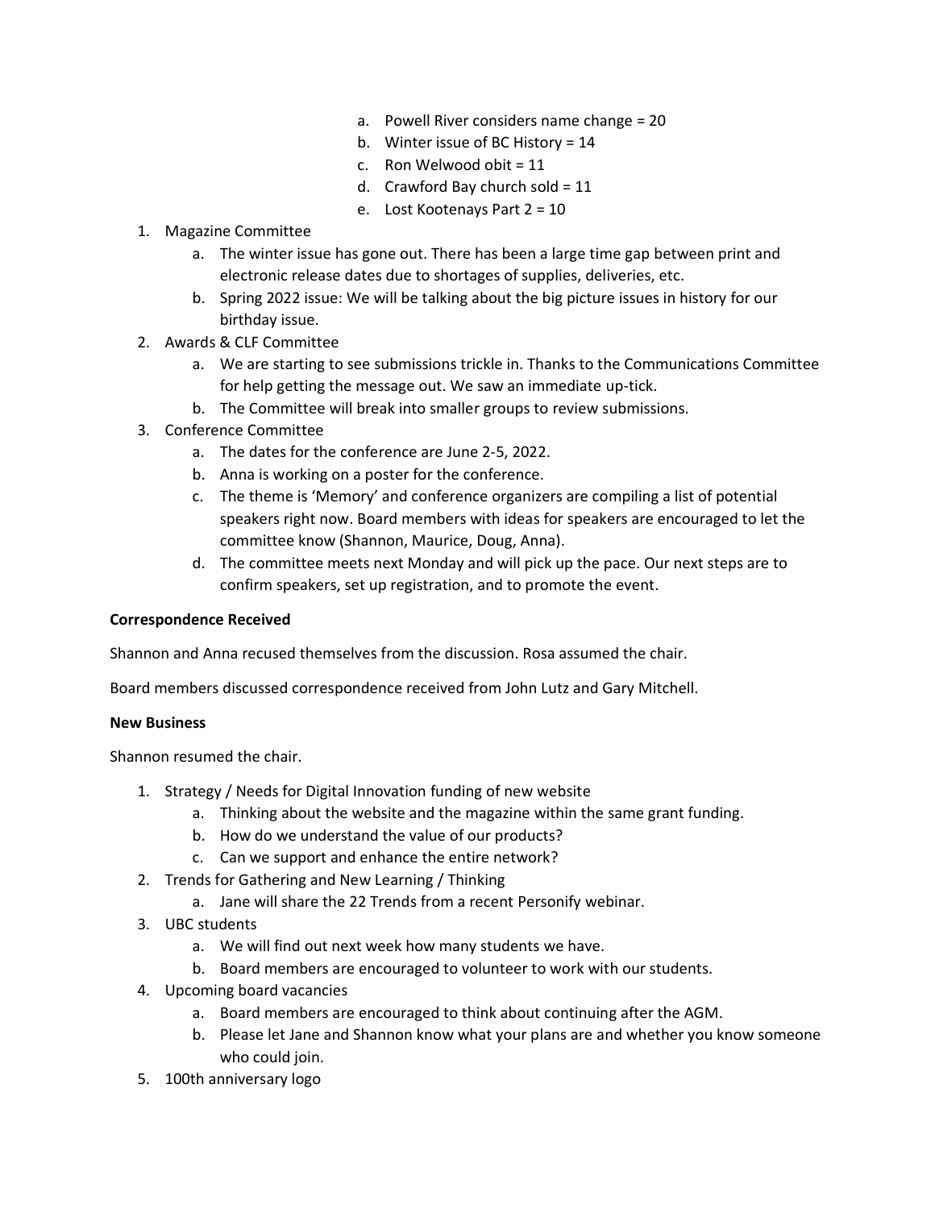a. Powell River considers name change = 20
   b. Winter issue of BC History = 14
   c. Ron Welwood obit = 11
   d. Crawford Bay church sold = 11
   e. Lost Kootenays Part 2 = 10

1. Magazine Committee
   a. The winter issue has gone out. There has been a large time gap between print and electronic release dates due to shortages of supplies, deliveries, etc.
   b. Spring 2022 issue: We will be talking about the big picture issues in history for our birthday issue.
2. Awards & CLF Committee
   a. We are starting to see submissions trickle in. Thanks to the Communications Committee for help getting the message out. We saw an immediate up-tick.
   b. The Committee will break into smaller groups to review submissions.
3. Conference Committee
   a. The dates for the conference are June 2-5, 2022.
   b. Anna is working on a poster for the conference.
   c. The theme is 'Memory' and conference organizers are compiling a list of potential speakers right now. Board members with ideas for speakers are encouraged to let the committee know (Shannon, Maurice, Doug, Anna).
   d. The committee meets next Monday and will pick up the pace. Our next steps are to confirm speakers, set up registration, and to promote the event.

**Correspondence Received**

Shannon and Anna recused themselves from the discussion. Rosa assumed the chair.

Board members discussed correspondence received from John Lutz and Gary Mitchell.

**New Business**

Shannon resumed the chair.

1. Strategy / Needs for Digital Innovation funding of new website
   a. Thinking about the website and the magazine within the same grant funding.
   b. How do we understand the value of our products?
   c. Can we support and enhance the entire network?
2. Trends for Gathering and New Learning / Thinking
   a. Jane will share the 22 Trends from a recent Personify webinar.
3. UBC students
   a. We will find out next week how many students we have.
   b. Board members are encouraged to volunteer to work with our students.
4. Upcoming board vacancies
   a. Board members are encouraged to think about continuing after the AGM.
   b. Please let Jane and Shannon know what your plans are and whether you know someone who could join.
5. 100th anniversary logo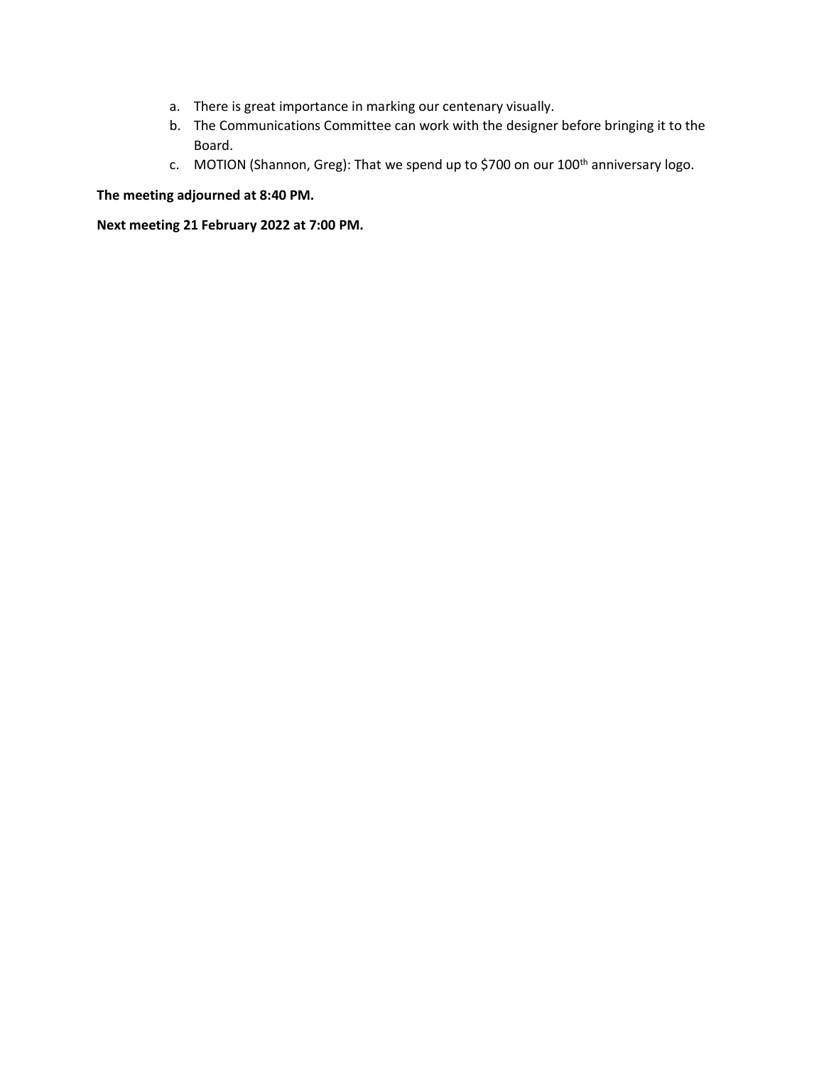a. There is great importance in marking our centenary visually.
b. The Communications Committee can work with the designer before bringing it to the Board.
c. MOTION (Shannon, Greg): That we spend up to $700 on our 100th anniversary logo.

**The meeting adjourned at 8:40 PM.**

**Next meeting 21 February 2022 at 7:00 PM.**